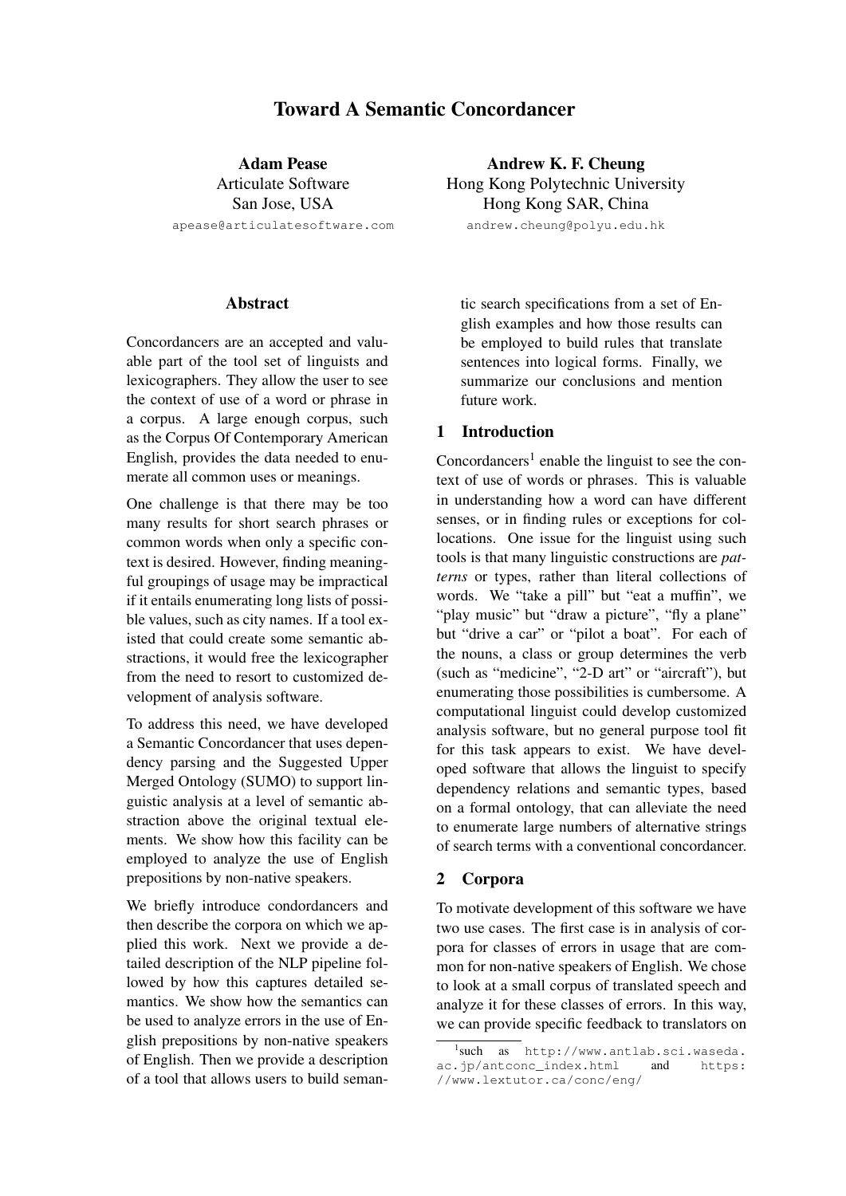# Toward A Semantic Concordancer

**Adam Pease**
Articulate Software
San Jose, USA
apease@articulatesoftware.com

**Andrew K. F. Cheung**
Hong Kong Polytechnic University
Hong Kong SAR, China
andrew.cheung@polyu.edu.hk

## Abstract

Concordancers are an accepted and valuable part of the tool set of linguists and lexicographers. They allow the user to see the context of use of a word or phrase in a corpus. A large enough corpus, such as the Corpus Of Contemporary American English, provides the data needed to enumerate all common uses or meanings.

One challenge is that there may be too many results for short search phrases or common words when only a specific context is desired. However, finding meaningful groupings of usage may be impractical if it entails enumerating long lists of possible values, such as city names. If a tool existed that could create some semantic abstractions, it would free the lexicographer from the need to resort to customized development of analysis software.

To address this need, we have developed a Semantic Concordancer that uses dependency parsing and the Suggested Upper Merged Ontology (SUMO) to support linguistic analysis at a level of semantic abstraction above the original textual elements. We show how this facility can be employed to analyze the use of English prepositions by non-native speakers.

We briefly introduce condordancers and then describe the corpora on which we applied this work. Next we provide a detailed description of the NLP pipeline followed by how this captures detailed semantics. We show how the semantics can be used to analyze errors in the use of English prepositions by non-native speakers of English. Then we provide a description of a tool that allows users to build semantic search specifications from a set of English examples and how those results can be employed to build rules that translate sentences into logical forms. Finally, we summarize our conclusions and mention future work.

## 1 Introduction

Concordancers[1] enable the linguist to see the context of use of words or phrases. This is valuable in understanding how a word can have different senses, or in finding rules or exceptions for collocations. One issue for the linguist using such tools is that many linguistic constructions are *patterns* or types, rather than literal collections of words. We "take a pill" but "eat a muffin", we "play music" but "draw a picture", "fly a plane" but "drive a car" or "pilot a boat". For each of the nouns, a class or group determines the verb (such as "medicine", "2-D art" or "aircraft"), but enumerating those possibilities is cumbersome. A computational linguist could develop customized analysis software, but no general purpose tool fit for this task appears to exist. We have developed software that allows the linguist to specify dependency relations and semantic types, based on a formal ontology, that can alleviate the need to enumerate large numbers of alternative strings of search terms with a conventional concordancer.

## 2 Corpora

To motivate development of this software we have two use cases. The first case is in analysis of corpora for classes of errors in usage that are common for non-native speakers of English. We chose to look at a small corpus of translated speech and analyze it for these classes of errors. In this way, we can provide specific feedback to translators on

[1] such as http://www.antlab.sci.waseda.ac.jp/antconc_index.html and https://www.lextutor.ca/conc/eng/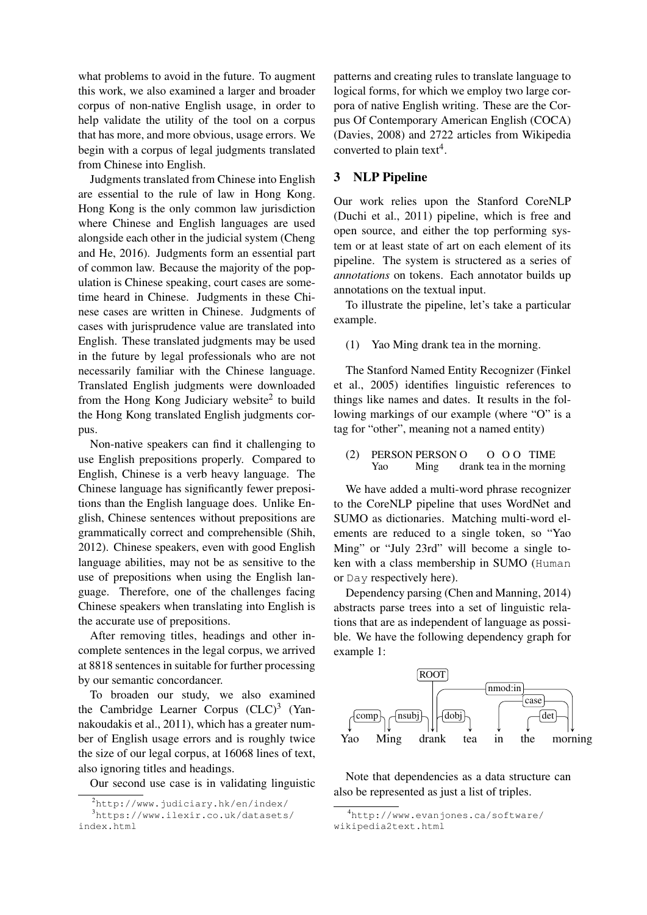what problems to avoid in the future. To augment this work, we also examined a larger and broader corpus of non-native English usage, in order to help validate the utility of the tool on a corpus that has more, and more obvious, usage errors. We begin with a corpus of legal judgments translated from Chinese into English.

Judgments translated from Chinese into English are essential to the rule of law in Hong Kong. Hong Kong is the only common law jurisdiction where Chinese and English languages are used alongside each other in the judicial system (Cheng and He, 2016). Judgments form an essential part of common law. Because the majority of the population is Chinese speaking, court cases are sometime heard in Chinese. Judgments in these Chinese cases are written in Chinese. Judgments of cases with jurisprudence value are translated into English. These translated judgments may be used in the future by legal professionals who are not necessarily familiar with the Chinese language. Translated English judgments were downloaded from the Hong Kong Judiciary website[2] to build the Hong Kong translated English judgments corpus.

Non-native speakers can find it challenging to use English prepositions properly. Compared to English, Chinese is a verb heavy language. The Chinese language has significantly fewer prepositions than the English language does. Unlike English, Chinese sentences without prepositions are grammatically correct and comprehensible (Shih, 2012). Chinese speakers, even with good English language abilities, may not be as sensitive to the use of prepositions when using the English language. Therefore, one of the challenges facing Chinese speakers when translating into English is the accurate use of prepositions.

After removing titles, headings and other incomplete sentences in the legal corpus, we arrived at 8818 sentences in suitable for further processing by our semantic concordancer.

To broaden our study, we also examined the Cambridge Learner Corpus (CLC)[3] (Yannakoudakis et al., 2011), which has a greater number of English usage errors and is roughly twice the size of our legal corpus, at 16068 lines of text, also ignoring titles and headings.

Our second use case is in validating linguistic patterns and creating rules to translate language to logical forms, for which we employ two large corpora of native English writing. These are the Corpus Of Contemporary American English (COCA) (Davies, 2008) and 2722 articles from Wikipedia converted to plain text[4].

## 3 NLP Pipeline

Our work relies upon the Stanford CoreNLP (Duchi et al., 2011) pipeline, which is free and open source, and either the top performing system or at least state of art on each element of its pipeline. The system is structured as a series of *annotations* on tokens. Each annotator builds up annotations on the textual input.

To illustrate the pipeline, let's take a particular example.

(1) Yao Ming drank tea in the morning.

The Stanford Named Entity Recognizer (Finkel et al., 2005) identifies linguistic references to things like names and dates. It results in the following markings of our example (where "O" is a tag for "other", meaning not a named entity)

(2) PERSON PERSON O O O O TIME
Yao Ming drank tea in the morning

We have added a multi-word phrase recognizer to the CoreNLP pipeline that uses WordNet and SUMO as dictionaries. Matching multi-word elements are reduced to a single token, so "Yao Ming" or "July 23rd" will become a single token with a class membership in SUMO (`Human` or `Day` respectively here).

Dependency parsing (Chen and Manning, 2014) abstracts parse trees into a set of linguistic relations that are as independent of language as possible. We have the following dependency graph for example 1:

ROOT → drank; comp(Ming, Yao); nsubj(drank, Ming); dobj(drank, tea); nmod:in(drank, morning); case(morning, in); det(morning, the)

Yao Ming drank tea in the morning

Note that dependencies as a data structure can also be represented as just a list of triples.

[2] http://www.judiciary.hk/en/index/

[3] https://www.ilexir.co.uk/datasets/index.html

[4] http://www.evanjones.ca/software/wikipedia2text.html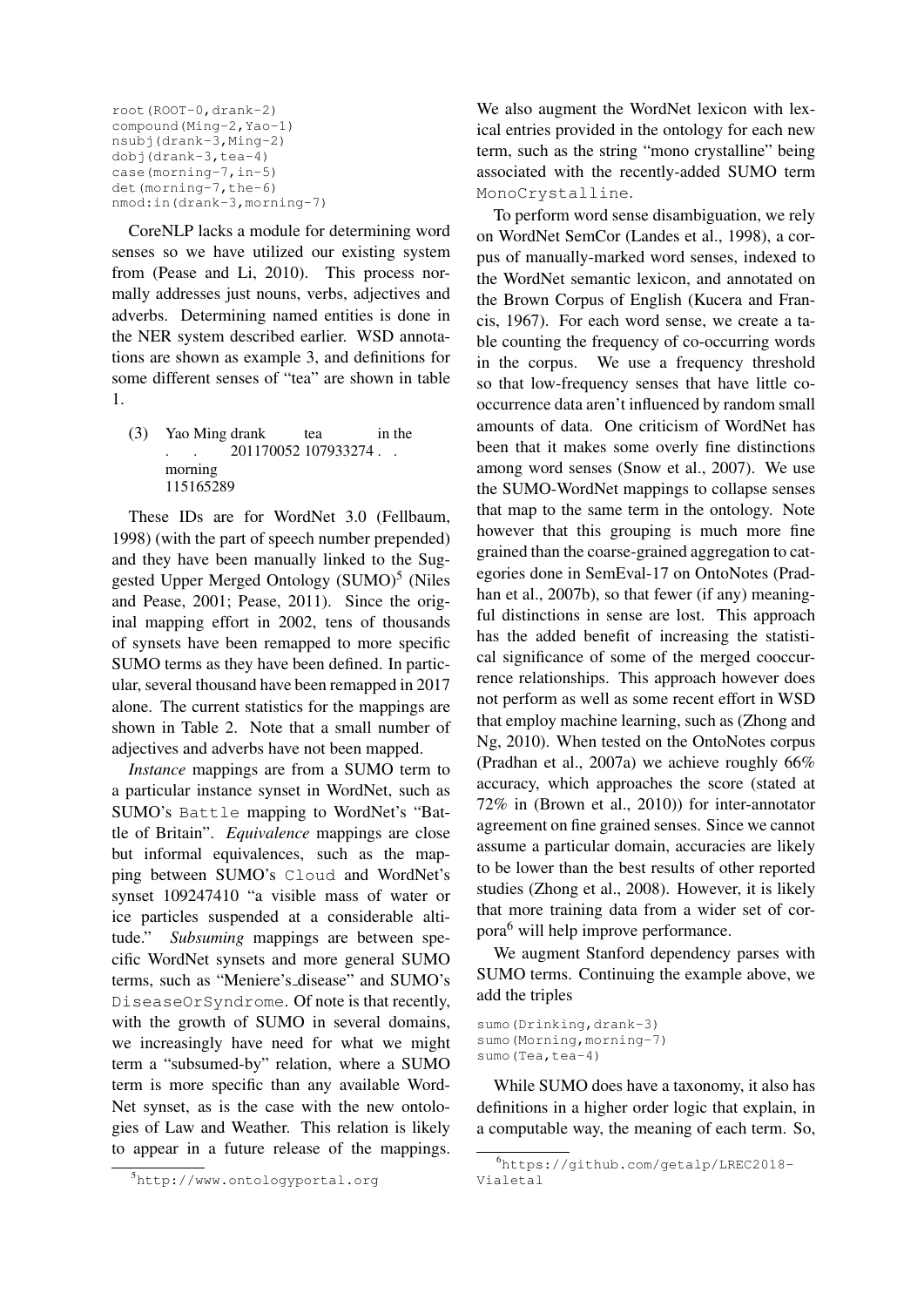```
root(ROOT-0,drank-2)
compound(Ming-2,Yao-1)
nsubj(drank-3,Ming-2)
dobj(drank-3,tea-4)
case(morning-7,in-5)
det(morning-7,the-6)
nmod:in(drank-3,morning-7)
```

CoreNLP lacks a module for determining word senses so we have utilized our existing system from (Pease and Li, 2010). This process normally addresses just nouns, verbs, adjectives and adverbs. Determining named entities is done in the NER system described earlier. WSD annotations are shown as example 3, and definitions for some different senses of "tea" are shown in table 1.

(3) Yao . Ming . drank 201170052 tea 107933274 in . the . morning 115165289

These IDs are for WordNet 3.0 (Fellbaum, 1998) (with the part of speech number prepended) and they have been manually linked to the Suggested Upper Merged Ontology (SUMO)[5] (Niles and Pease, 2001; Pease, 2011). Since the original mapping effort in 2002, tens of thousands of synsets have been remapped to more specific SUMO terms as they have been defined. In particular, several thousand have been remapped in 2017 alone. The current statistics for the mappings are shown in Table 2. Note that a small number of adjectives and adverbs have not been mapped.

*Instance* mappings are from a SUMO term to a particular instance synset in WordNet, such as SUMO's `Battle` mapping to WordNet's "Battle of Britain". *Equivalence* mappings are close but informal equivalences, such as the mapping between SUMO's `Cloud` and WordNet's synset 109247410 "a visible mass of water or ice particles suspended at a considerable altitude." *Subsuming* mappings are between specific WordNet synsets and more general SUMO terms, such as "Meniere's_disease" and SUMO's `DiseaseOrSyndrome`. Of note is that recently, with the growth of SUMO in several domains, we increasingly have need for what we might term a "subsumed-by" relation, where a SUMO term is more specific than any available WordNet synset, as is the case with the new ontologies of Law and Weather. This relation is likely to appear in a future release of the mappings. We also augment the WordNet lexicon with lexical entries provided in the ontology for each new term, such as the string "mono crystalline" being associated with the recently-added SUMO term `MonoCrystalline`.

To perform word sense disambiguation, we rely on WordNet SemCor (Landes et al., 1998), a corpus of manually-marked word senses, indexed to the WordNet semantic lexicon, and annotated on the Brown Corpus of English (Kucera and Francis, 1967). For each word sense, we create a table counting the frequency of co-occurring words in the corpus. We use a frequency threshold so that low-frequency senses that have little cooccurrence data aren't influenced by random small amounts of data. One criticism of WordNet has been that it makes some overly fine distinctions among word senses (Snow et al., 2007). We use the SUMO-WordNet mappings to collapse senses that map to the same term in the ontology. Note however that this grouping is much more fine grained than the coarse-grained aggregation to categories done in SemEval-17 on OntoNotes (Pradhan et al., 2007b), so that fewer (if any) meaningful distinctions in sense are lost. This approach has the added benefit of increasing the statistical significance of some of the merged cooccurrence relationships. This approach however does not perform as well as some recent effort in WSD that employ machine learning, such as (Zhong and Ng, 2010). When tested on the OntoNotes corpus (Pradhan et al., 2007a) we achieve roughly 66% accuracy, which approaches the score (stated at 72% in (Brown et al., 2010)) for inter-annotator agreement on fine grained senses. Since we cannot assume a particular domain, accuracies are likely to be lower than the best results of other reported studies (Zhong et al., 2008). However, it is likely that more training data from a wider set of corpora[6] will help improve performance.

We augment Stanford dependency parses with SUMO terms. Continuing the example above, we add the triples

```
sumo(Drinking,drank-3)
sumo(Morning,morning-7)
sumo(Tea,tea-4)
```

While SUMO does have a taxonomy, it also has definitions in a higher order logic that explain, in a computable way, the meaning of each term. So,

[5] `http://www.ontologyportal.org`

[6] `https://github.com/getalp/LREC2018-Vialetal`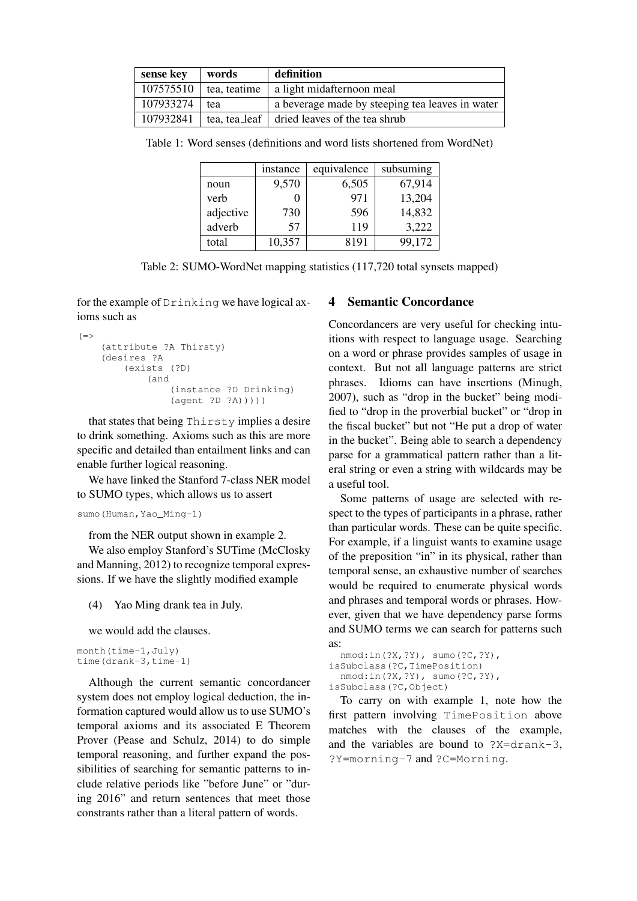| sense key | words | definition |
|---|---|---|
| 107575510 | tea, teatime | a light midafternoon meal |
| 107933274 | tea | a beverage made by steeping tea leaves in water |
| 107932841 | tea, tea_leaf | dried leaves of the tea shrub |

Table 1: Word senses (definitions and word lists shortened from WordNet)

| | instance | equivalence | subsuming |
|---|---|---|---|
| noun | 9,570 | 6,505 | 67,914 |
| verb | 0 | 971 | 13,204 |
| adjective | 730 | 596 | 14,832 |
| adverb | 57 | 119 | 3,222 |
| total | 10,357 | 8191 | 99,172 |

Table 2: SUMO-WordNet mapping statistics (117,720 total synsets mapped)

for the example of `Drinking` we have logical axioms such as

```
(=>
    (attribute ?A Thirsty)
    (desires ?A
        (exists (?D)
            (and
                (instance ?D Drinking)
                (agent ?D ?A)))))
```

that states that being `Thirsty` implies a desire to drink something. Axioms such as this are more specific and detailed than entailment links and can enable further logical reasoning.

We have linked the Stanford 7-class NER model to SUMO types, which allows us to assert

```
sumo(Human,Yao_Ming-1)
```

from the NER output shown in example 2.

We also employ Stanford's SUTime (McClosky and Manning, 2012) to recognize temporal expressions. If we have the slightly modified example

(4) Yao Ming drank tea in July.

we would add the clauses.

```
month(time-1,July)
time(drank-3,time-1)
```

Although the current semantic concordancer system does not employ logical deduction, the information captured would allow us to use SUMO's temporal axioms and its associated E Theorem Prover (Pease and Schulz, 2014) to do simple temporal reasoning, and further expand the possibilities of searching for semantic patterns to include relative periods like "before June" or "during 2016" and return sentences that meet those constrants rather than a literal pattern of words.

## 4 Semantic Concordance

Concordancers are very useful for checking intuitions with respect to language usage. Searching on a word or phrase provides samples of usage in context. But not all language patterns are strict phrases. Idioms can have insertions (Minugh, 2007), such as "drop in the bucket" being modified to "drop in the proverbial bucket" or "drop in the fiscal bucket" but not "He put a drop of water in the bucket". Being able to search a dependency parse for a grammatical pattern rather than a literal string or even a string with wildcards may be a useful tool.

Some patterns of usage are selected with respect to the types of participants in a phrase, rather than particular words. These can be quite specific. For example, if a linguist wants to examine usage of the preposition "in" in its physical, rather than temporal sense, an exhaustive number of searches would be required to enumerate physical words and phrases and temporal words or phrases. However, given that we have dependency parse forms and SUMO terms we can search for patterns such as:

```
nmod:in(?X,?Y), sumo(?C,?Y),
isSubclass(?C,TimePosition)
nmod:in(?X,?Y), sumo(?C,?Y),
isSubclass(?C,Object)
```

To carry on with example 1, note how the first pattern involving `TimePosition` above matches with the clauses of the example, and the variables are bound to `?X=drank-3`, `?Y=morning-7` and `?C=Morning`.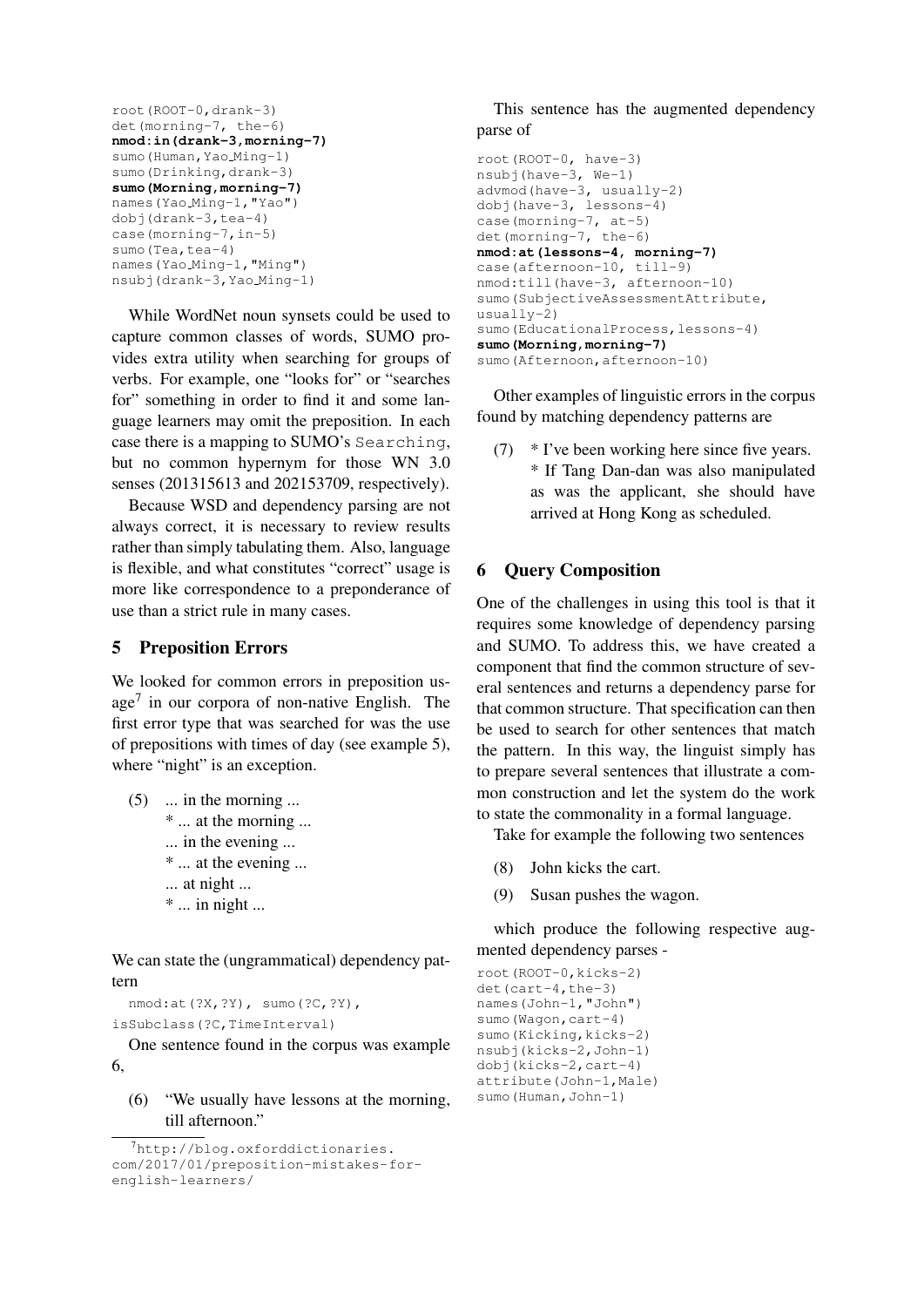```
root(ROOT-0,drank-3)
det(morning-7, the-6)
nmod:in(drank-3,morning-7)
sumo(Human,Yao_Ming-1)
sumo(Drinking,drank-3)
sumo(Morning,morning-7)
names(Yao_Ming-1,"Yao")
dobj(drank-3,tea-4)
case(morning-7,in-5)
sumo(Tea,tea-4)
names(Yao_Ming-1,"Ming")
nsubj(drank-3,Yao_Ming-1)
```

While WordNet noun synsets could be used to capture common classes of words, SUMO provides extra utility when searching for groups of verbs. For example, one "looks for" or "searches for" something in order to find it and some language learners may omit the preposition. In each case there is a mapping to SUMO's `Searching`, but no common hypernym for those WN 3.0 senses (201315613 and 202153709, respectively).

Because WSD and dependency parsing are not always correct, it is necessary to review results rather than simply tabulating them. Also, language is flexible, and what constitutes "correct" usage is more like correspondence to a preponderance of use than a strict rule in many cases.

## 5 Preposition Errors

We looked for common errors in preposition usage[7] in our corpora of non-native English. The first error type that was searched for was the use of prepositions with times of day (see example 5), where "night" is an exception.

(5) ... in the morning ...
* ... at the morning ...
... in the evening ...
* ... at the evening ...
... at night ...
* ... in night ...

We can state the (ungrammatical) dependency pattern

```
nmod:at(?X,?Y), sumo(?C,?Y),
isSubclass(?C,TimeInterval)
```

One sentence found in the corpus was example 6,

(6) "We usually have lessons at the morning, till afternoon."

This sentence has the augmented dependency parse of

```
root(ROOT-0, have-3)
nsubj(have-3, We-1)
advmod(have-3, usually-2)
dobj(have-3, lessons-4)
case(morning-7, at-5)
det(morning-7, the-6)
nmod:at(lessons-4, morning-7)
case(afternoon-10, till-9)
nmod:till(have-3, afternoon-10)
sumo(SubjectiveAssessmentAttribute,
usually-2)
sumo(EducationalProcess,lessons-4)
sumo(Morning,morning-7)
sumo(Afternoon,afternoon-10)
```

Other examples of linguistic errors in the corpus found by matching dependency patterns are

(7) * I've been working here since five years.
* If Tang Dan-dan was also manipulated as was the applicant, she should have arrived at Hong Kong as scheduled.

## 6 Query Composition

One of the challenges in using this tool is that it requires some knowledge of dependency parsing and SUMO. To address this, we have created a component that find the common structure of several sentences and returns a dependency parse for that common structure. That specification can then be used to search for other sentences that match the pattern. In this way, the linguist simply has to prepare several sentences that illustrate a common construction and let the system do the work to state the commonality in a formal language.

Take for example the following two sentences

(8) John kicks the cart.

(9) Susan pushes the wagon.

which produce the following respective augmented dependency parses -

```
root(ROOT-0,kicks-2)
det(cart-4,the-3)
names(John-1,"John")
sumo(Wagon,cart-4)
sumo(Kicking,kicks-2)
nsubj(kicks-2,John-1)
dobj(kicks-2,cart-4)
attribute(John-1,Male)
sumo(Human,John-1)
```

[7] http://blog.oxforddictionaries.com/2017/01/preposition-mistakes-for-english-learners/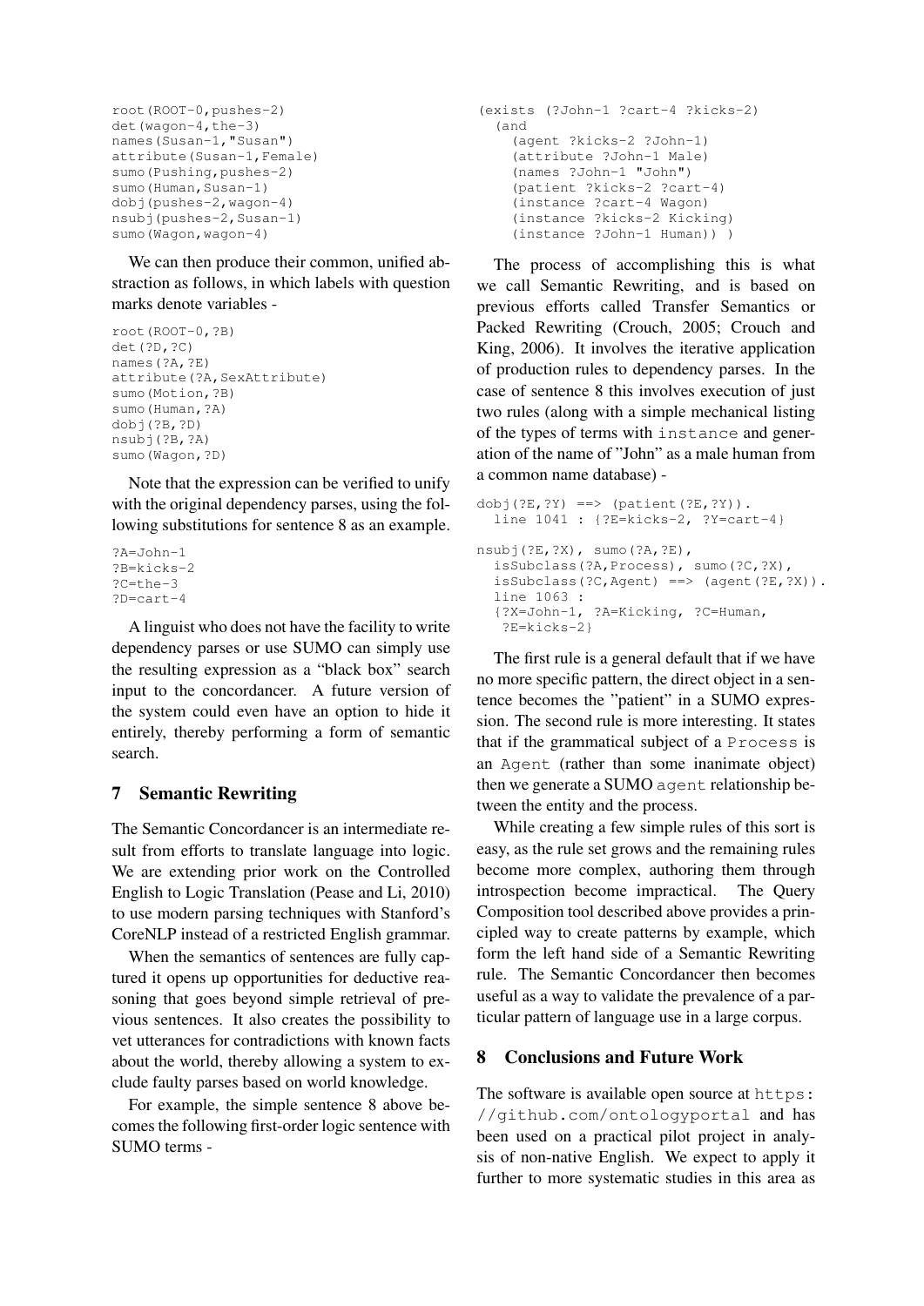```
root(ROOT-0,pushes-2)
det(wagon-4,the-3)
names(Susan-1,"Susan")
attribute(Susan-1,Female)
sumo(Pushing,pushes-2)
sumo(Human,Susan-1)
dobj(pushes-2,wagon-4)
nsubj(pushes-2,Susan-1)
sumo(Wagon,wagon-4)
```

We can then produce their common, unified abstraction as follows, in which labels with question marks denote variables -

```
root(ROOT-0,?B)
det(?D,?C)
names(?A,?E)
attribute(?A,SexAttribute)
sumo(Motion,?B)
sumo(Human,?A)
dobj(?B,?D)
nsubj(?B,?A)
sumo(Wagon,?D)
```

Note that the expression can be verified to unify with the original dependency parses, using the following substitutions for sentence 8 as an example.

```
?A=John-1
?B=kicks-2
?C=the-3
?D=cart-4
```

A linguist who does not have the facility to write dependency parses or use SUMO can simply use the resulting expression as a "black box" search input to the concordancer. A future version of the system could even have an option to hide it entirely, thereby performing a form of semantic search.

## 7 Semantic Rewriting

The Semantic Concordancer is an intermediate result from efforts to translate language into logic. We are extending prior work on the Controlled English to Logic Translation (Pease and Li, 2010) to use modern parsing techniques with Stanford's CoreNLP instead of a restricted English grammar.

When the semantics of sentences are fully captured it opens up opportunities for deductive reasoning that goes beyond simple retrieval of previous sentences. It also creates the possibility to vet utterances for contradictions with known facts about the world, thereby allowing a system to exclude faulty parses based on world knowledge.

For example, the simple sentence 8 above becomes the following first-order logic sentence with SUMO terms -

```
(exists (?John-1 ?cart-4 ?kicks-2)
  (and
    (agent ?kicks-2 ?John-1)
    (attribute ?John-1 Male)
    (names ?John-1 "John")
    (patient ?kicks-2 ?cart-4)
    (instance ?cart-4 Wagon)
    (instance ?kicks-2 Kicking)
    (instance ?John-1 Human)) )
```

The process of accomplishing this is what we call Semantic Rewriting, and is based on previous efforts called Transfer Semantics or Packed Rewriting (Crouch, 2005; Crouch and King, 2006). It involves the iterative application of production rules to dependency parses. In the case of sentence 8 this involves execution of just two rules (along with a simple mechanical listing of the types of terms with `instance` and generation of the name of "John" as a male human from a common name database) -

```
dobj(?E,?Y) ==> (patient(?E,?Y)).
  line 1041 : {?E=kicks-2, ?Y=cart-4}

nsubj(?E,?X), sumo(?A,?E),
  isSubclass(?A,Process), sumo(?C,?X),
  isSubclass(?C,Agent) ==> (agent(?E,?X)).
  line 1063 :
  {?X=John-1, ?A=Kicking, ?C=Human,
   ?E=kicks-2}
```

The first rule is a general default that if we have no more specific pattern, the direct object in a sentence becomes the "patient" in a SUMO expression. The second rule is more interesting. It states that if the grammatical subject of a `Process` is an `Agent` (rather than some inanimate object) then we generate a SUMO `agent` relationship between the entity and the process.

While creating a few simple rules of this sort is easy, as the rule set grows and the remaining rules become more complex, authoring them through introspection become impractical. The Query Composition tool described above provides a principled way to create patterns by example, which form the left hand side of a Semantic Rewriting rule. The Semantic Concordancer then becomes useful as a way to validate the prevalence of a particular pattern of language use in a large corpus.

## 8 Conclusions and Future Work

The software is available open source at `https://github.com/ontologyportal` and has been used on a practical pilot project in analysis of non-native English. We expect to apply it further to more systematic studies in this area as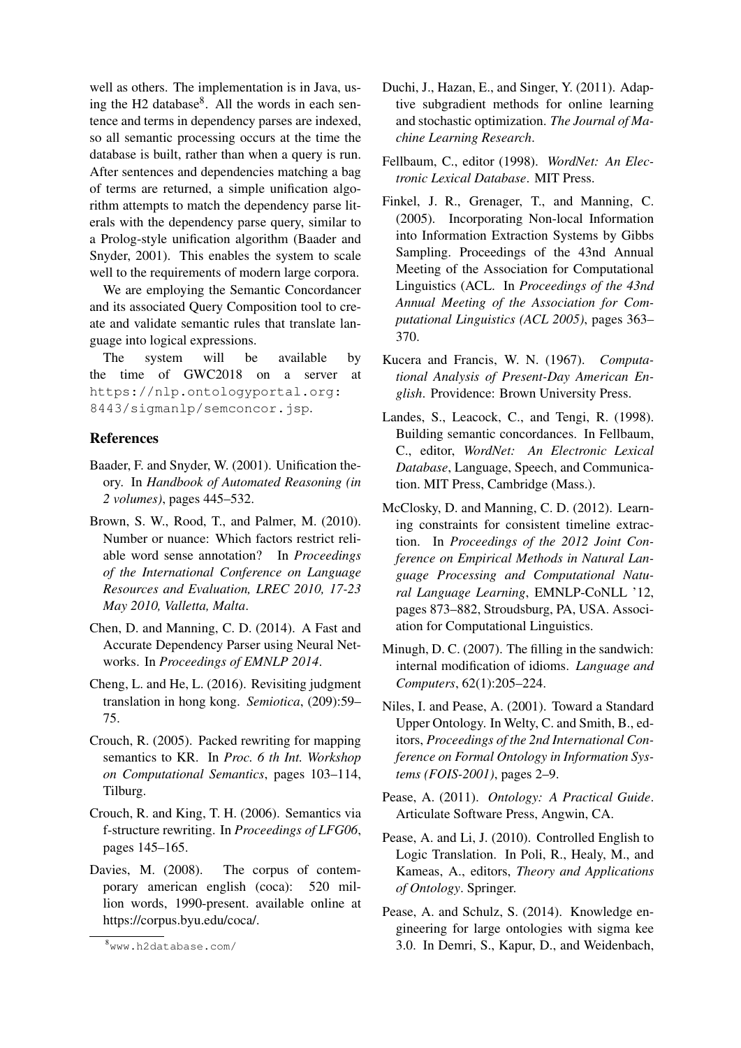well as others. The implementation is in Java, using the H2 database[8]. All the words in each sentence and terms in dependency parses are indexed, so all semantic processing occurs at the time the database is built, rather than when a query is run. After sentences and dependencies matching a bag of terms are returned, a simple unification algorithm attempts to match the dependency parse literals with the dependency parse query, similar to a Prolog-style unification algorithm (Baader and Snyder, 2001). This enables the system to scale well to the requirements of modern large corpora.

We are employing the Semantic Concordancer and its associated Query Composition tool to create and validate semantic rules that translate language into logical expressions.

The system will be available by the time of GWC2018 on a server at `https://nlp.ontologyportal.org:8443/sigmanlp/semconcor.jsp`.

[8] `www.h2database.com/`

## References

Baader, F. and Snyder, W. (2001). Unification theory. In *Handbook of Automated Reasoning (in 2 volumes)*, pages 445–532.

Brown, S. W., Rood, T., and Palmer, M. (2010). Number or nuance: Which factors restrict reliable word sense annotation? In *Proceedings of the International Conference on Language Resources and Evaluation, LREC 2010, 17-23 May 2010, Valletta, Malta*.

Chen, D. and Manning, C. D. (2014). A Fast and Accurate Dependency Parser using Neural Networks. In *Proceedings of EMNLP 2014*.

Cheng, L. and He, L. (2016). Revisiting judgment translation in hong kong. *Semiotica*, (209):59–75.

Crouch, R. (2005). Packed rewriting for mapping semantics to KR. In *Proc. 6 th Int. Workshop on Computational Semantics*, pages 103–114, Tilburg.

Crouch, R. and King, T. H. (2006). Semantics via f-structure rewriting. In *Proceedings of LFG06*, pages 145–165.

Davies, M. (2008). The corpus of contemporary american english (coca): 520 million words, 1990-present. available online at https://corpus.byu.edu/coca/.

Duchi, J., Hazan, E., and Singer, Y. (2011). Adaptive subgradient methods for online learning and stochastic optimization. *The Journal of Machine Learning Research*.

Fellbaum, C., editor (1998). *WordNet: An Electronic Lexical Database*. MIT Press.

Finkel, J. R., Grenager, T., and Manning, C. (2005). Incorporating Non-local Information into Information Extraction Systems by Gibbs Sampling. Proceedings of the 43nd Annual Meeting of the Association for Computational Linguistics (ACL. In *Proceedings of the 43nd Annual Meeting of the Association for Computational Linguistics (ACL 2005)*, pages 363–370.

Kucera and Francis, W. N. (1967). *Computational Analysis of Present-Day American English*. Providence: Brown University Press.

Landes, S., Leacock, C., and Tengi, R. (1998). Building semantic concordances. In Fellbaum, C., editor, *WordNet: An Electronic Lexical Database*, Language, Speech, and Communication. MIT Press, Cambridge (Mass.).

McClosky, D. and Manning, C. D. (2012). Learning constraints for consistent timeline extraction. In *Proceedings of the 2012 Joint Conference on Empirical Methods in Natural Language Processing and Computational Natural Language Learning*, EMNLP-CoNLL '12, pages 873–882, Stroudsburg, PA, USA. Association for Computational Linguistics.

Minugh, D. C. (2007). The filling in the sandwich: internal modification of idioms. *Language and Computers*, 62(1):205–224.

Niles, I. and Pease, A. (2001). Toward a Standard Upper Ontology. In Welty, C. and Smith, B., editors, *Proceedings of the 2nd International Conference on Formal Ontology in Information Systems (FOIS-2001)*, pages 2–9.

Pease, A. (2011). *Ontology: A Practical Guide*. Articulate Software Press, Angwin, CA.

Pease, A. and Li, J. (2010). Controlled English to Logic Translation. In Poli, R., Healy, M., and Kameas, A., editors, *Theory and Applications of Ontology*. Springer.

Pease, A. and Schulz, S. (2014). Knowledge engineering for large ontologies with sigma kee 3.0. In Demri, S., Kapur, D., and Weidenbach,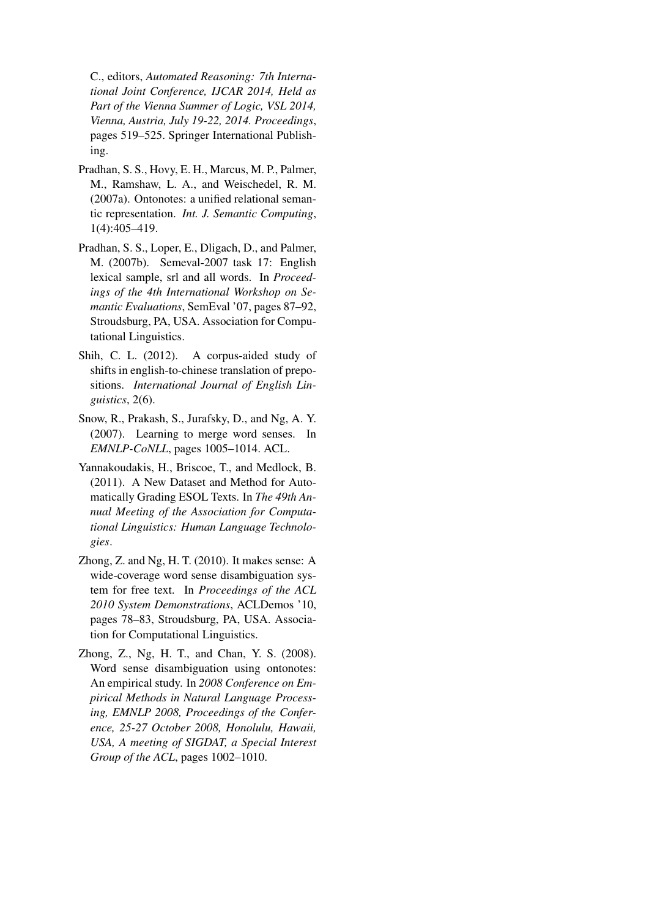C., editors, *Automated Reasoning: 7th International Joint Conference, IJCAR 2014, Held as Part of the Vienna Summer of Logic, VSL 2014, Vienna, Austria, July 19-22, 2014. Proceedings*, pages 519–525. Springer International Publishing.

Pradhan, S. S., Hovy, E. H., Marcus, M. P., Palmer, M., Ramshaw, L. A., and Weischedel, R. M. (2007a). Ontonotes: a unified relational semantic representation. *Int. J. Semantic Computing*, 1(4):405–419.

Pradhan, S. S., Loper, E., Dligach, D., and Palmer, M. (2007b). Semeval-2007 task 17: English lexical sample, srl and all words. In *Proceedings of the 4th International Workshop on Semantic Evaluations*, SemEval '07, pages 87–92, Stroudsburg, PA, USA. Association for Computational Linguistics.

Shih, C. L. (2012). A corpus-aided study of shifts in english-to-chinese translation of prepositions. *International Journal of English Linguistics*, 2(6).

Snow, R., Prakash, S., Jurafsky, D., and Ng, A. Y. (2007). Learning to merge word senses. In *EMNLP-CoNLL*, pages 1005–1014. ACL.

Yannakoudakis, H., Briscoe, T., and Medlock, B. (2011). A New Dataset and Method for Automatically Grading ESOL Texts. In *The 49th Annual Meeting of the Association for Computational Linguistics: Human Language Technologies*.

Zhong, Z. and Ng, H. T. (2010). It makes sense: A wide-coverage word sense disambiguation system for free text. In *Proceedings of the ACL 2010 System Demonstrations*, ACLDemos '10, pages 78–83, Stroudsburg, PA, USA. Association for Computational Linguistics.

Zhong, Z., Ng, H. T., and Chan, Y. S. (2008). Word sense disambiguation using ontonotes: An empirical study. In *2008 Conference on Empirical Methods in Natural Language Processing, EMNLP 2008, Proceedings of the Conference, 25-27 October 2008, Honolulu, Hawaii, USA, A meeting of SIGDAT, a Special Interest Group of the ACL*, pages 1002–1010.